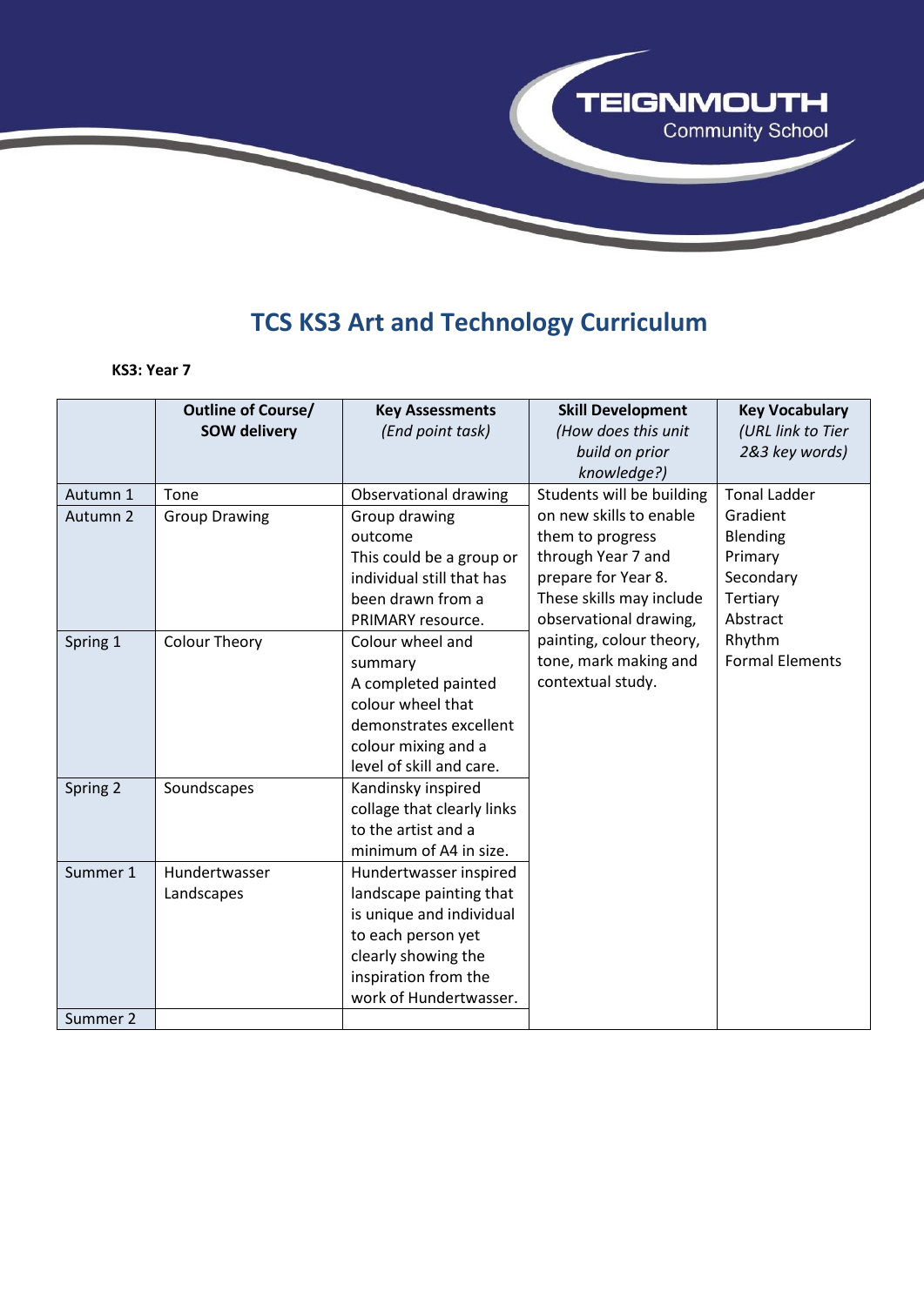# TCS KS3 Art and Technology Curriculum

**KS3: Year 7**

| | **Outline of Course/ SOW delivery** | **Key Assessments** *(End point task)* | **Skill Development** *(How does this unit build on prior knowledge?)* | **Key Vocabulary** *(URL link to Tier 2&3 key words)* |
|---|---|---|---|---|
| Autumn 1 | Tone | Observational drawing | Students will be building on new skills to enable them to progress through Year 7 and prepare for Year 8. These skills may include observational drawing, painting, colour theory, tone, mark making and contextual study. | Tonal Ladder<br>Gradient<br>Blending<br>Primary<br>Secondary<br>Tertiary<br>Abstract<br>Rhythm<br>Formal Elements |
| Autumn 2 | Group Drawing | Group drawing outcome<br>This could be a group or individual still that has been drawn from a PRIMARY resource. | | |
| Spring 1 | Colour Theory | Colour wheel and summary<br>A completed painted colour wheel that demonstrates excellent colour mixing and a level of skill and care. | | |
| Spring 2 | Soundscapes | Kandinsky inspired collage that clearly links to the artist and a minimum of A4 in size. | | |
| Summer 1 | Hundertwasser Landscapes | Hundertwasser inspired landscape painting that is unique and individual to each person yet clearly showing the inspiration from the work of Hundertwasser. | | |
| Summer 2 | | | | |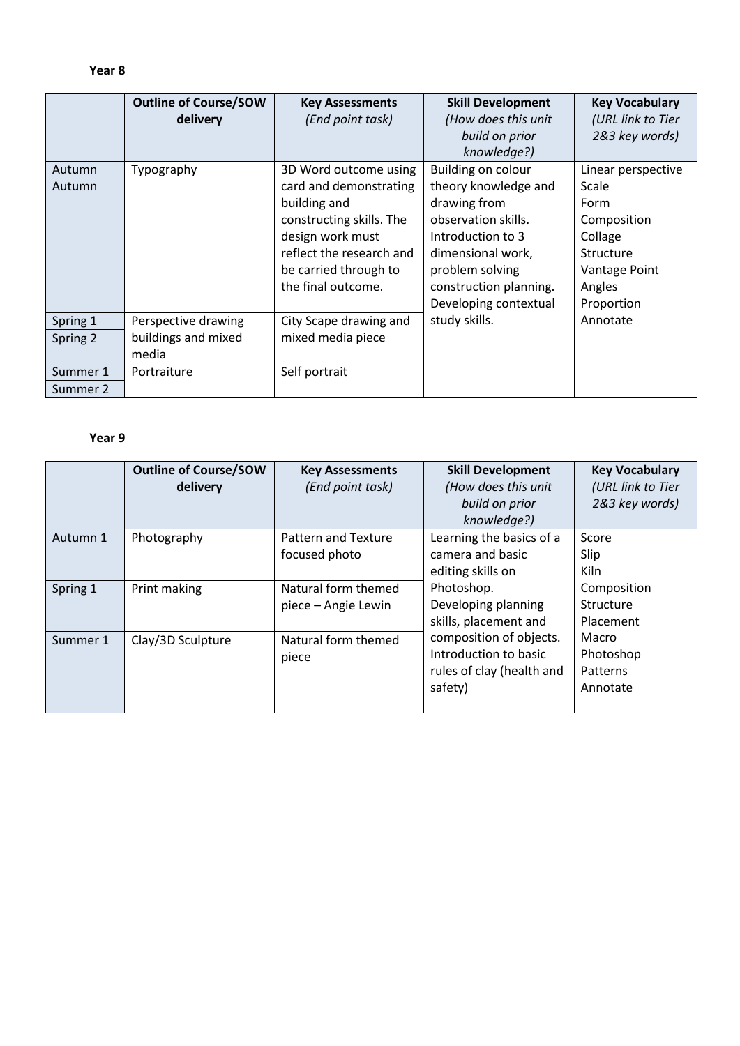**Year 8**

| | Outline of Course/SOW delivery | Key Assessments *(End point task)* | Skill Development *(How does this unit build on prior knowledge?)* | Key Vocabulary *(URL link to Tier 2&3 key words)* |
|---|---|---|---|---|
| Autumn<br>Autumn | Typography | 3D Word outcome using card and demonstrating building and constructing skills. The design work must reflect the research and be carried through to the final outcome. | Building on colour theory knowledge and drawing from observation skills. Introduction to 3 dimensional work, problem solving construction planning. Developing contextual study skills. | Linear perspective<br>Scale<br>Form<br>Composition<br>Collage<br>Structure<br>Vantage Point<br>Angles<br>Proportion<br>Annotate |
| Spring 1<br>Spring 2 | Perspective drawing buildings and mixed media | City Scape drawing and mixed media piece | | |
| Summer 1<br>Summer 2 | Portraiture | Self portrait | | |

**Year 9**

| | Outline of Course/SOW delivery | Key Assessments *(End point task)* | Skill Development *(How does this unit build on prior knowledge?)* | Key Vocabulary *(URL link to Tier 2&3 key words)* |
|---|---|---|---|---|
| Autumn 1 | Photography | Pattern and Texture focused photo | Learning the basics of a camera and basic editing skills on Photoshop. Developing planning skills, placement and composition of objects. Introduction to basic rules of clay (health and safety) | Score<br>Slip<br>Kiln<br>Composition<br>Structure<br>Placement<br>Macro<br>Photoshop<br>Patterns<br>Annotate |
| Spring 1 | Print making | Natural form themed piece – Angie Lewin | | |
| Summer 1 | Clay/3D Sculpture | Natural form themed piece | | |